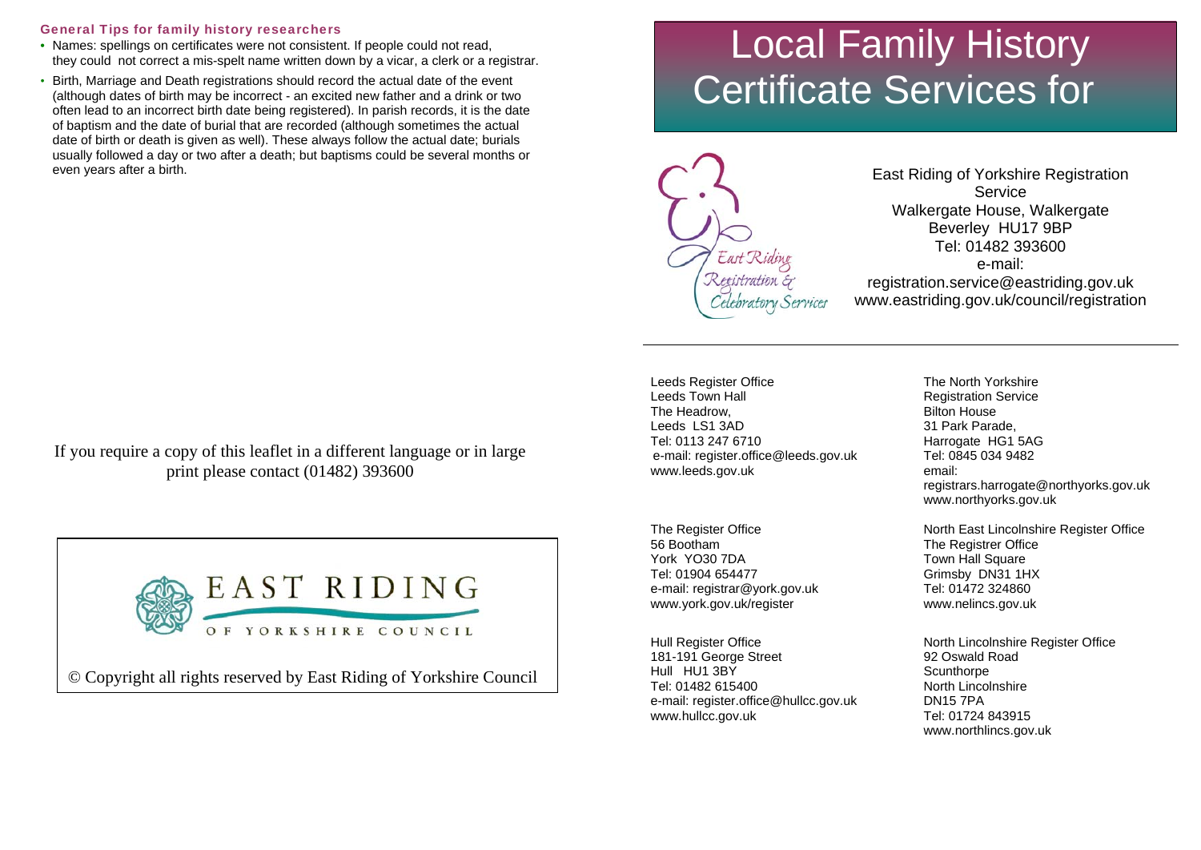### General Tips for family history researchers

- Names: spellings on certificates were not consistent. If people could not read, they could not correct a mis-spelt name written down by a vicar, a clerk or a registrar.
- Birth, Marriage and Death registrations should record the actual date of the event (although dates of birth may be incorrect - an excited new father and a drink or two often lead to an incorrect birth date being registered). In parish records, it is the date of baptism and the date of burial that are recorded (although sometimes the actual date of birth or death is given as well). These always follow the actual date; burials usually followed a day or two after a death; but baptisms could be several months or even years after a birth.

If you require a copy of this leaflet in a different language or in large print please contact (01482) 393600

EAST RIDING OF YORKSHIRE COUNCIL

© Copyright all rights reserved by East Riding of Yorkshire Council

# Local Family History Certificate Services for

East Riding Registration & Celebratory Services

East Riding of Yorkshire Registration Service
Walkergate House, Walkergate
Beverley HU17 9BP
Tel: 01482 393600
e-mail:
registration.service@eastriding.gov.uk
www.eastriding.gov.uk/council/registration

Leeds Register Office
Leeds Town Hall
The Headrow,
Leeds LS1 3AD
Tel: 0113 247 6710
e-mail: register.office@leeds.gov.uk
www.leeds.gov.uk

The Register Office
56 Bootham
York YO30 7DA
Tel: 01904 654477
e-mail: registrar@york.gov.uk
www.york.gov.uk/register

Hull Register Office
181-191 George Street
Hull HU1 3BY
Tel: 01482 615400
e-mail: register.office@hullcc.gov.uk
www.hullcc.gov.uk

The North Yorkshire Registration Service
Bilton House
31 Park Parade,
Harrogate HG1 5AG
Tel: 0845 034 9482
email:
registrars.harrogate@northyorks.gov.uk
www.northyorks.gov.uk

North East Lincolnshire Register Office
The Registrer Office
Town Hall Square
Grimsby DN31 1HX
Tel: 01472 324860
www.nelincs.gov.uk

North Lincolnshire Register Office
92 Oswald Road
Scunthorpe
North Lincolnshire
DN15 7PA
Tel: 01724 843915
www.northlincs.gov.uk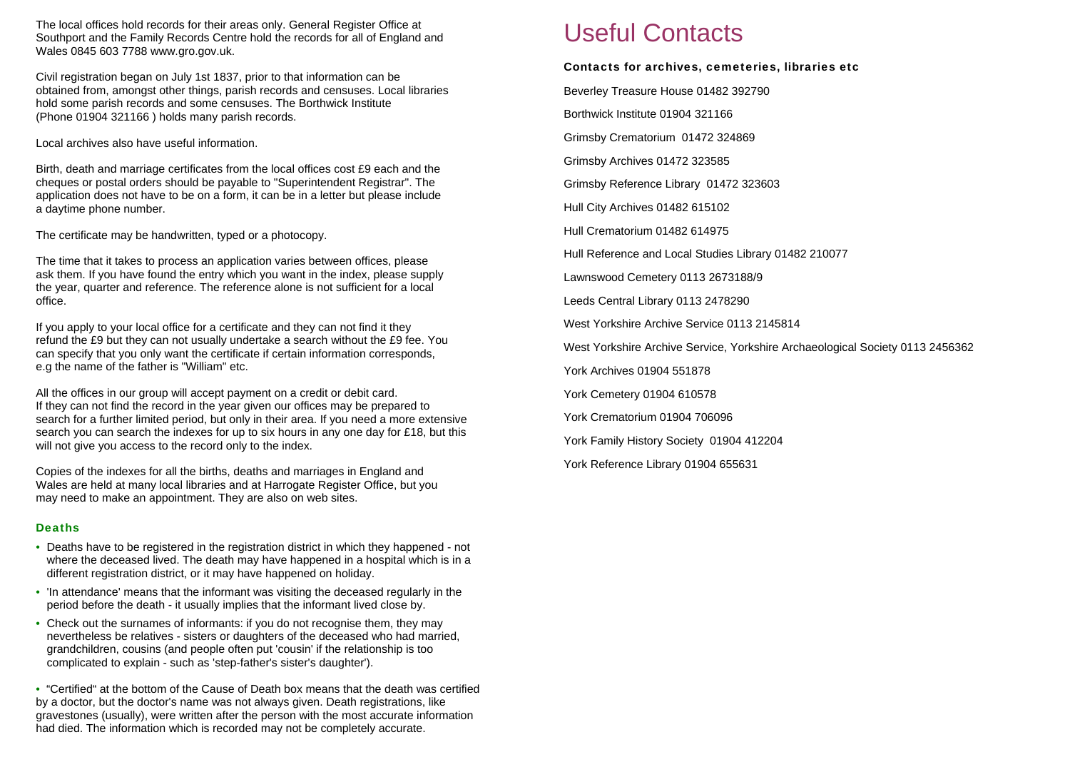The local offices hold records for their areas only. General Register Office at Southport and the Family Records Centre hold the records for all of England and Wales 0845 603 7788 www.gro.gov.uk.

Civil registration began on July 1st 1837, prior to that information can be obtained from, amongst other things, parish records and censuses. Local libraries hold some parish records and some censuses. The Borthwick Institute (Phone 01904 321166 ) holds many parish records.

Local archives also have useful information.

Birth, death and marriage certificates from the local offices cost £9 each and the cheques or postal orders should be payable to "Superintendent Registrar". The application does not have to be on a form, it can be in a letter but please include a daytime phone number.

The certificate may be handwritten, typed or a photocopy.

The time that it takes to process an application varies between offices, please ask them. If you have found the entry which you want in the index, please supply the year, quarter and reference. The reference alone is not sufficient for a local office.

If you apply to your local office for a certificate and they can not find it they refund the £9 but they can not usually undertake a search without the £9 fee. You can specify that you only want the certificate if certain information corresponds, e.g the name of the father is "William" etc.

All the offices in our group will accept payment on a credit or debit card. If they can not find the record in the year given our offices may be prepared to search for a further limited period, but only in their area. If you need a more extensive search you can search the indexes for up to six hours in any one day for £18, but this will not give you access to the record only to the index.

Copies of the indexes for all the births, deaths and marriages in England and Wales are held at many local libraries and at Harrogate Register Office, but you may need to make an appointment. They are also on web sites.

### Deaths

- Deaths have to be registered in the registration district in which they happened - not where the deceased lived. The death may have happened in a hospital which is in a different registration district, or it may have happened on holiday.
- 'In attendance' means that the informant was visiting the deceased regularly in the period before the death - it usually implies that the informant lived close by.
- Check out the surnames of informants: if you do not recognise them, they may nevertheless be relatives - sisters or daughters of the deceased who had married, grandchildren, cousins (and people often put 'cousin' if the relationship is too complicated to explain - such as 'step-father's sister's daughter').
- "Certified" at the bottom of the Cause of Death box means that the death was certified by a doctor, but the doctor's name was not always given. Death registrations, like gravestones (usually), were written after the person with the most accurate information had died. The information which is recorded may not be completely accurate.

# Useful Contacts

### Contacts for archives, cemeteries, libraries etc

Beverley Treasure House 01482 392790

Borthwick Institute 01904 321166

Grimsby Crematorium 01472 324869

Grimsby Archives 01472 323585

Grimsby Reference Library 01472 323603

Hull City Archives 01482 615102

Hull Crematorium 01482 614975

Hull Reference and Local Studies Library 01482 210077

Lawnswood Cemetery 0113 2673188/9

Leeds Central Library 0113 2478290

West Yorkshire Archive Service 0113 2145814

West Yorkshire Archive Service, Yorkshire Archaeological Society 0113 2456362

York Archives 01904 551878

York Cemetery 01904 610578

York Crematorium 01904 706096

York Family History Society 01904 412204

York Reference Library 01904 655631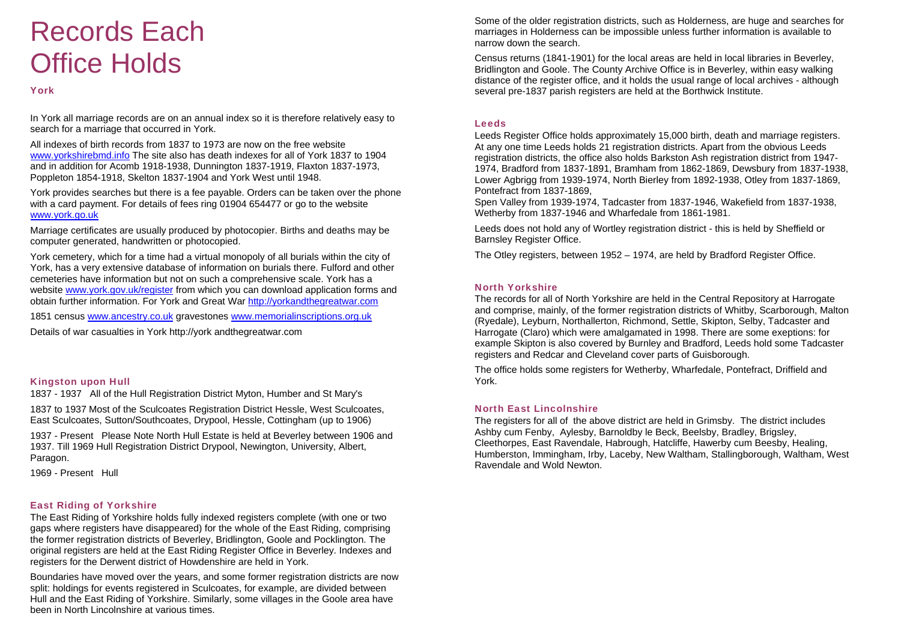# Records Each Office Holds

## York

In York all marriage records are on an annual index so it is therefore relatively easy to search for a marriage that occurred in York.

All indexes of birth records from 1837 to 1973 are now on the free website www.yorkshirebmd.info The site also has death indexes for all of York 1837 to 1904 and in addition for Acomb 1918-1938, Dunnington 1837-1919, Flaxton 1837-1973, Poppleton 1854-1918, Skelton 1837-1904 and York West until 1948.

York provides searches but there is a fee payable. Orders can be taken over the phone with a card payment. For details of fees ring 01904 654477 or go to the website www.york.go.uk

Marriage certificates are usually produced by photocopier. Births and deaths may be computer generated, handwritten or photocopied.

York cemetery, which for a time had a virtual monopoly of all burials within the city of York, has a very extensive database of information on burials there. Fulford and other cemeteries have information but not on such a comprehensive scale. York has a website www.york.gov.uk/register from which you can download application forms and obtain further information. For York and Great War http://yorkandthegreatwar.com

1851 census www.ancestry.co.uk gravestones www.memorialinscriptions.org.uk

Details of war casualties in York http://york andthegreatwar.com

## Kingston upon Hull

1837 - 1937 All of the Hull Registration District Myton, Humber and St Mary's

1837 to 1937 Most of the Sculcoates Registration District Hessle, West Sculcoates, East Sculcoates, Sutton/Southcoates, Drypool, Hessle, Cottingham (up to 1906)

1937 - Present Please Note North Hull Estate is held at Beverley between 1906 and 1937. Till 1969 Hull Registration District Drypool, Newington, University, Albert, Paragon.

1969 - Present Hull

## East Riding of Yorkshire

The East Riding of Yorkshire holds fully indexed registers complete (with one or two gaps where registers have disappeared) for the whole of the East Riding, comprising the former registration districts of Beverley, Bridlington, Goole and Pocklington. The original registers are held at the East Riding Register Office in Beverley. Indexes and registers for the Derwent district of Howdenshire are held in York.

Boundaries have moved over the years, and some former registration districts are now split: holdings for events registered in Sculcoates, for example, are divided between Hull and the East Riding of Yorkshire. Similarly, some villages in the Goole area have been in North Lincolnshire at various times.

Some of the older registration districts, such as Holderness, are huge and searches for marriages in Holderness can be impossible unless further information is available to narrow down the search.

Census returns (1841-1901) for the local areas are held in local libraries in Beverley, Bridlington and Goole. The County Archive Office is in Beverley, within easy walking distance of the register office, and it holds the usual range of local archives - although several pre-1837 parish registers are held at the Borthwick Institute.

## Leeds

Leeds Register Office holds approximately 15,000 birth, death and marriage registers. At any one time Leeds holds 21 registration districts. Apart from the obvious Leeds registration districts, the office also holds Barkston Ash registration district from 1947-1974, Bradford from 1837-1891, Bramham from 1862-1869, Dewsbury from 1837-1938, Lower Agbrigg from 1939-1974, North Bierley from 1892-1938, Otley from 1837-1869, Pontefract from 1837-1869,
Spen Valley from 1939-1974, Tadcaster from 1837-1946, Wakefield from 1837-1938, Wetherby from 1837-1946 and Wharfedale from 1861-1981.

Leeds does not hold any of Wortley registration district - this is held by Sheffield or Barnsley Register Office.

The Otley registers, between 1952 – 1974, are held by Bradford Register Office.

## North Yorkshire

The records for all of North Yorkshire are held in the Central Repository at Harrogate and comprise, mainly, of the former registration districts of Whitby, Scarborough, Malton (Ryedale), Leyburn, Northallerton, Richmond, Settle, Skipton, Selby, Tadcaster and Harrogate (Claro) which were amalgamated in 1998. There are some exeptions: for example Skipton is also covered by Burnley and Bradford, Leeds hold some Tadcaster registers and Redcar and Cleveland cover parts of Guisborough.

The office holds some registers for Wetherby, Wharfedale, Pontefract, Driffield and York.

## North East Lincolnshire

The registers for all of the above district are held in Grimsby. The district includes Ashby cum Fenby, Aylesby, Barnoldby le Beck, Beelsby, Bradley, Brigsley, Cleethorpes, East Ravendale, Habrough, Hatcliffe, Hawerby cum Beesby, Healing, Humberston, Immingham, Irby, Laceby, New Waltham, Stallingborough, Waltham, West Ravendale and Wold Newton.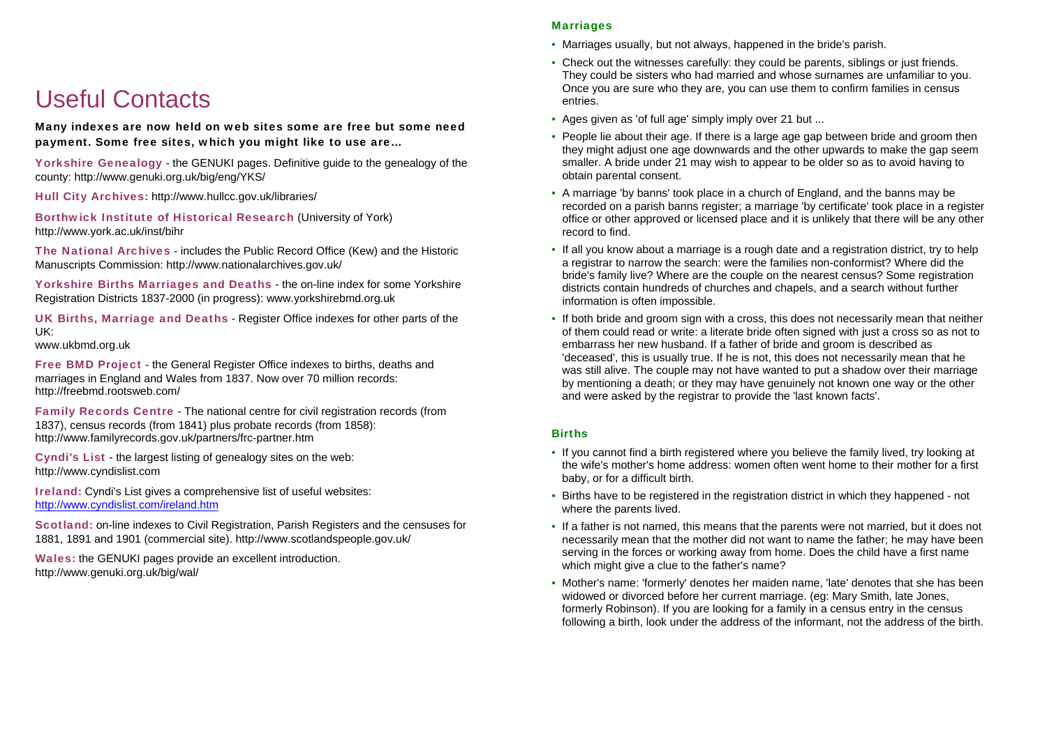# Useful Contacts

**Many indexes are now held on web sites some are free but some need payment. Some free sites, which you might like to use are…**

**Yorkshire Genealogy** - the GENUKI pages. Definitive guide to the genealogy of the county: http://www.genuki.org.uk/big/eng/YKS/

**Hull City Archives:** http://www.hullcc.gov.uk/libraries/

**Borthwick Institute of Historical Research** (University of York) http://www.york.ac.uk/inst/bihr

**The National Archives** - includes the Public Record Office (Kew) and the Historic Manuscripts Commission: http://www.nationalarchives.gov.uk/

**Yorkshire Births Marriages and Deaths** - the on-line index for some Yorkshire Registration Districts 1837-2000 (in progress): www.yorkshirebmd.org.uk

**UK Births, Marriage and Deaths** - Register Office indexes for other parts of the UK:
www.ukbmd.org.uk

**Free BMD Project** - the General Register Office indexes to births, deaths and marriages in England and Wales from 1837. Now over 70 million records: http://freebmd.rootsweb.com/

**Family Records Centre** - The national centre for civil registration records (from 1837), census records (from 1841) plus probate records (from 1858): http://www.familyrecords.gov.uk/partners/frc-partner.htm

**Cyndi's List** - the largest listing of genealogy sites on the web: http://www.cyndislist.com

**Ireland:** Cyndi's List gives a comprehensive list of useful websites: http://www.cyndislist.com/ireland.htm

**Scotland:** on-line indexes to Civil Registration, Parish Registers and the censuses for 1881, 1891 and 1901 (commercial site). http://www.scotlandspeople.gov.uk/

**Wales:** the GENUKI pages provide an excellent introduction. http://www.genuki.org.uk/big/wal/

### Marriages

- Marriages usually, but not always, happened in the bride's parish.
- Check out the witnesses carefully: they could be parents, siblings or just friends. They could be sisters who had married and whose surnames are unfamiliar to you. Once you are sure who they are, you can use them to confirm families in census entries.
- Ages given as 'of full age' simply imply over 21 but ...
- People lie about their age. If there is a large age gap between bride and groom then they might adjust one age downwards and the other upwards to make the gap seem smaller. A bride under 21 may wish to appear to be older so as to avoid having to obtain parental consent.
- A marriage 'by banns' took place in a church of England, and the banns may be recorded on a parish banns register; a marriage 'by certificate' took place in a register office or other approved or licensed place and it is unlikely that there will be any other record to find.
- If all you know about a marriage is a rough date and a registration district, try to help a registrar to narrow the search: were the families non-conformist? Where did the bride's family live? Where are the couple on the nearest census? Some registration districts contain hundreds of churches and chapels, and a search without further information is often impossible.
- If both bride and groom sign with a cross, this does not necessarily mean that neither of them could read or write: a literate bride often signed with just a cross so as not to embarrass her new husband. If a father of bride and groom is described as 'deceased', this is usually true. If he is not, this does not necessarily mean that he was still alive. The couple may not have wanted to put a shadow over their marriage by mentioning a death; or they may have genuinely not known one way or the other and were asked by the registrar to provide the 'last known facts'.

### Births

- If you cannot find a birth registered where you believe the family lived, try looking at the wife's mother's home address: women often went home to their mother for a first baby, or for a difficult birth.
- Births have to be registered in the registration district in which they happened - not where the parents lived.
- If a father is not named, this means that the parents were not married, but it does not necessarily mean that the mother did not want to name the father; he may have been serving in the forces or working away from home. Does the child have a first name which might give a clue to the father's name?
- Mother's name: 'formerly' denotes her maiden name, 'late' denotes that she has been widowed or divorced before her current marriage. (eg: Mary Smith, late Jones, formerly Robinson). If you are looking for a family in a census entry in the census following a birth, look under the address of the informant, not the address of the birth.